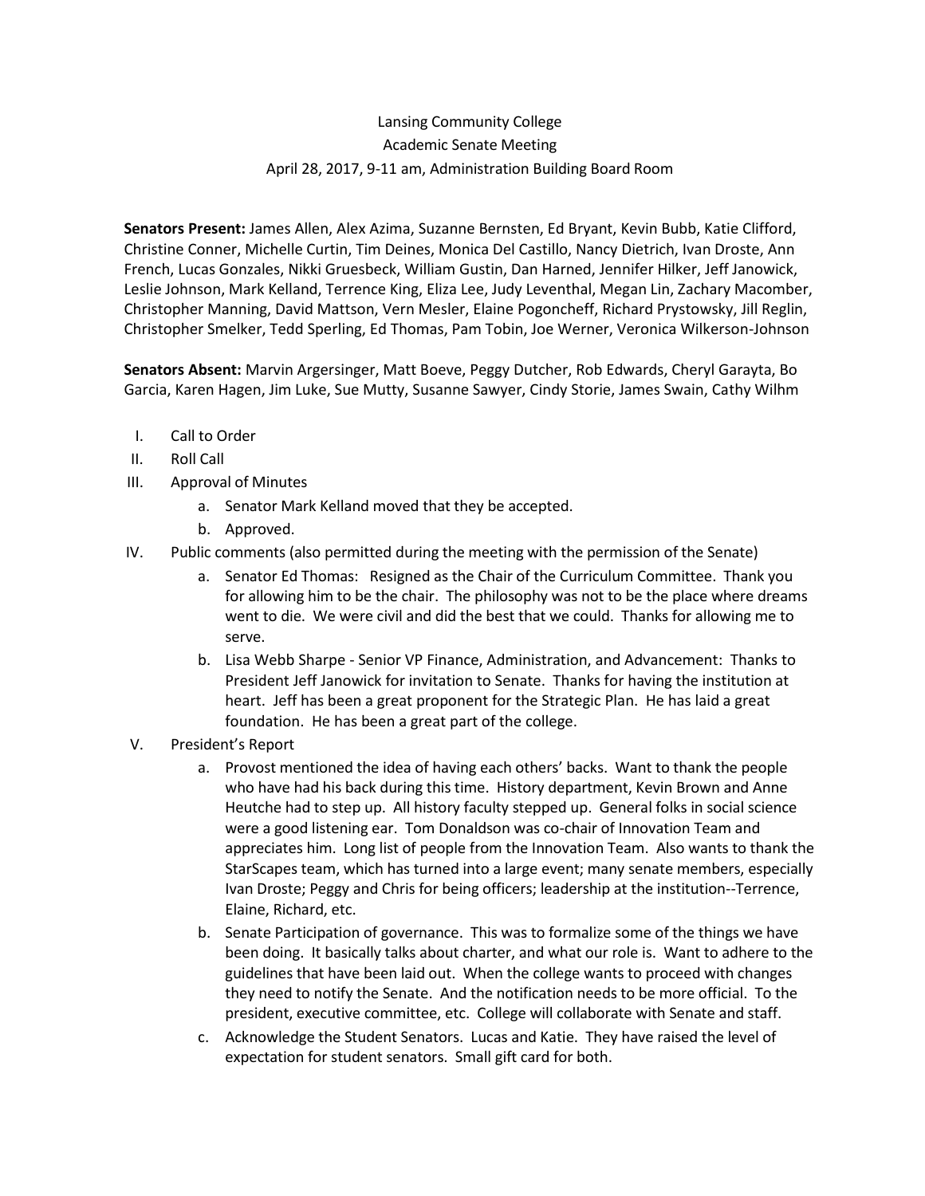Lansing Community College
Academic Senate Meeting
April 28, 2017, 9-11 am, Administration Building Board Room

**Senators Present:** James Allen, Alex Azima, Suzanne Bernsten, Ed Bryant, Kevin Bubb, Katie Clifford, Christine Conner, Michelle Curtin, Tim Deines, Monica Del Castillo, Nancy Dietrich, Ivan Droste, Ann French, Lucas Gonzales, Nikki Gruesbeck, William Gustin, Dan Harned, Jennifer Hilker, Jeff Janowick, Leslie Johnson, Mark Kelland, Terrence King, Eliza Lee, Judy Leventhal, Megan Lin, Zachary Macomber, Christopher Manning, David Mattson, Vern Mesler, Elaine Pogoncheff, Richard Prystowsky, Jill Reglin, Christopher Smelker, Tedd Sperling, Ed Thomas, Pam Tobin, Joe Werner, Veronica Wilkerson-Johnson

**Senators Absent:** Marvin Argersinger, Matt Boeve, Peggy Dutcher, Rob Edwards, Cheryl Garayta, Bo Garcia, Karen Hagen, Jim Luke, Sue Mutty, Susanne Sawyer, Cindy Storie, James Swain, Cathy Wilhm

I. Call to Order
II. Roll Call
III. Approval of Minutes
   a. Senator Mark Kelland moved that they be accepted.
   b. Approved.
IV. Public comments (also permitted during the meeting with the permission of the Senate)
   a. Senator Ed Thomas: Resigned as the Chair of the Curriculum Committee. Thank you for allowing him to be the chair. The philosophy was not to be the place where dreams went to die. We were civil and did the best that we could. Thanks for allowing me to serve.
   b. Lisa Webb Sharpe - Senior VP Finance, Administration, and Advancement: Thanks to President Jeff Janowick for invitation to Senate. Thanks for having the institution at heart. Jeff has been a great proponent for the Strategic Plan. He has laid a great foundation. He has been a great part of the college.
V. President's Report
   a. Provost mentioned the idea of having each others' backs. Want to thank the people who have had his back during this time. History department, Kevin Brown and Anne Heutche had to step up. All history faculty stepped up. General folks in social science were a good listening ear. Tom Donaldson was co-chair of Innovation Team and appreciates him. Long list of people from the Innovation Team. Also wants to thank the StarScapes team, which has turned into a large event; many senate members, especially Ivan Droste; Peggy and Chris for being officers; leadership at the institution--Terrence, Elaine, Richard, etc.
   b. Senate Participation of governance. This was to formalize some of the things we have been doing. It basically talks about charter, and what our role is. Want to adhere to the guidelines that have been laid out. When the college wants to proceed with changes they need to notify the Senate. And the notification needs to be more official. To the president, executive committee, etc. College will collaborate with Senate and staff.
   c. Acknowledge the Student Senators. Lucas and Katie. They have raised the level of expectation for student senators. Small gift card for both.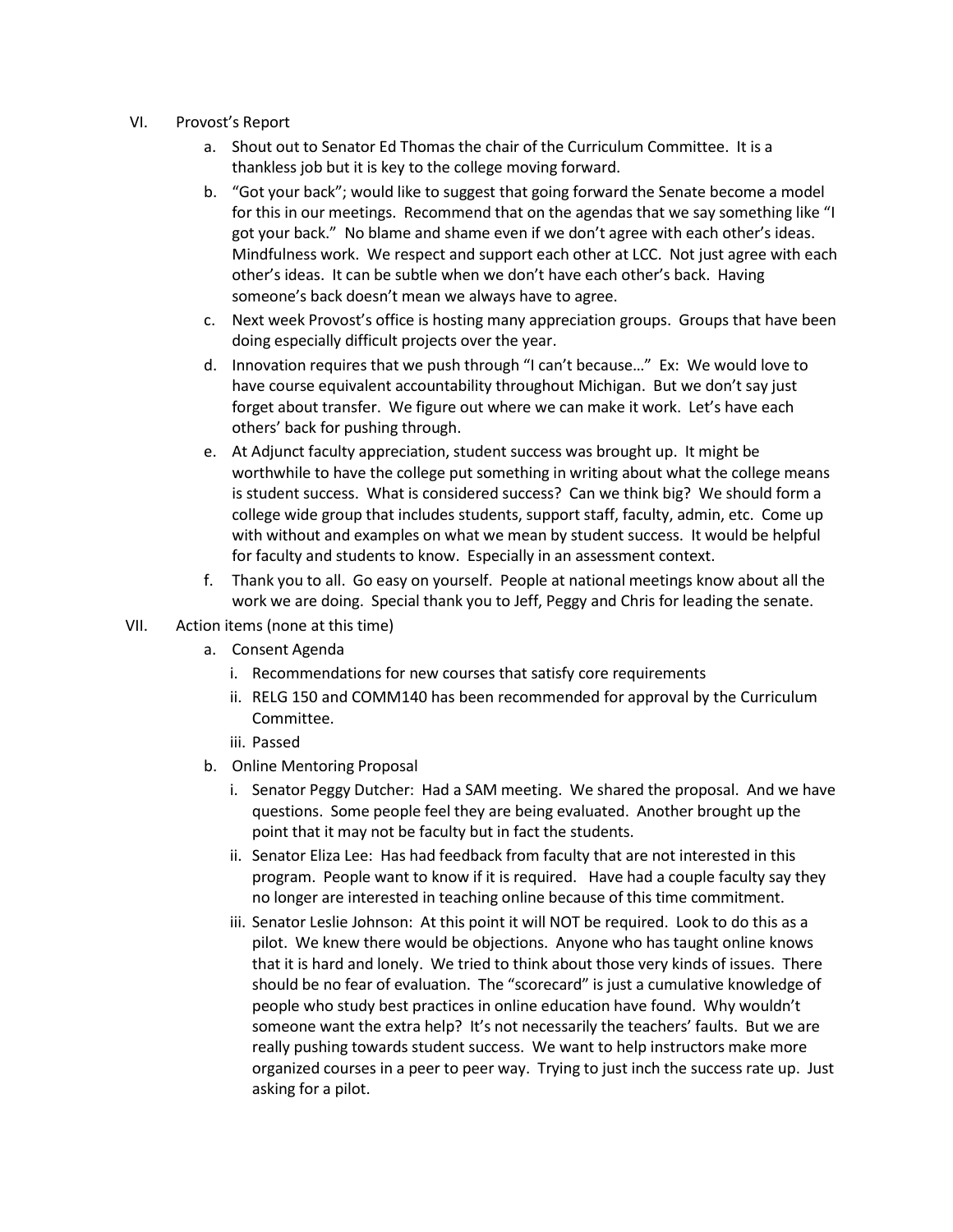VI. Provost's Report

   a. Shout out to Senator Ed Thomas the chair of the Curriculum Committee. It is a thankless job but it is key to the college moving forward.

   b. "Got your back"; would like to suggest that going forward the Senate become a model for this in our meetings. Recommend that on the agendas that we say something like "I got your back." No blame and shame even if we don't agree with each other's ideas. Mindfulness work. We respect and support each other at LCC. Not just agree with each other's ideas. It can be subtle when we don't have each other's back. Having someone's back doesn't mean we always have to agree.

   c. Next week Provost's office is hosting many appreciation groups. Groups that have been doing especially difficult projects over the year.

   d. Innovation requires that we push through "I can't because…" Ex: We would love to have course equivalent accountability throughout Michigan. But we don't say just forget about transfer. We figure out where we can make it work. Let's have each others' back for pushing through.

   e. At Adjunct faculty appreciation, student success was brought up. It might be worthwhile to have the college put something in writing about what the college means is student success. What is considered success? Can we think big? We should form a college wide group that includes students, support staff, faculty, admin, etc. Come up with without and examples on what we mean by student success. It would be helpful for faculty and students to know. Especially in an assessment context.

   f. Thank you to all. Go easy on yourself. People at national meetings know about all the work we are doing. Special thank you to Jeff, Peggy and Chris for leading the senate.

VII. Action items (none at this time)

   a. Consent Agenda
      i. Recommendations for new courses that satisfy core requirements
      ii. RELG 150 and COMM140 has been recommended for approval by the Curriculum Committee.
      iii. Passed

   b. Online Mentoring Proposal
      i. Senator Peggy Dutcher: Had a SAM meeting. We shared the proposal. And we have questions. Some people feel they are being evaluated. Another brought up the point that it may not be faculty but in fact the students.
      ii. Senator Eliza Lee: Has had feedback from faculty that are not interested in this program. People want to know if it is required. Have had a couple faculty say they no longer are interested in teaching online because of this time commitment.
      iii. Senator Leslie Johnson: At this point it will NOT be required. Look to do this as a pilot. We knew there would be objections. Anyone who has taught online knows that it is hard and lonely. We tried to think about those very kinds of issues. There should be no fear of evaluation. The "scorecard" is just a cumulative knowledge of people who study best practices in online education have found. Why wouldn't someone want the extra help? It's not necessarily the teachers' faults. But we are really pushing towards student success. We want to help instructors make more organized courses in a peer to peer way. Trying to just inch the success rate up. Just asking for a pilot.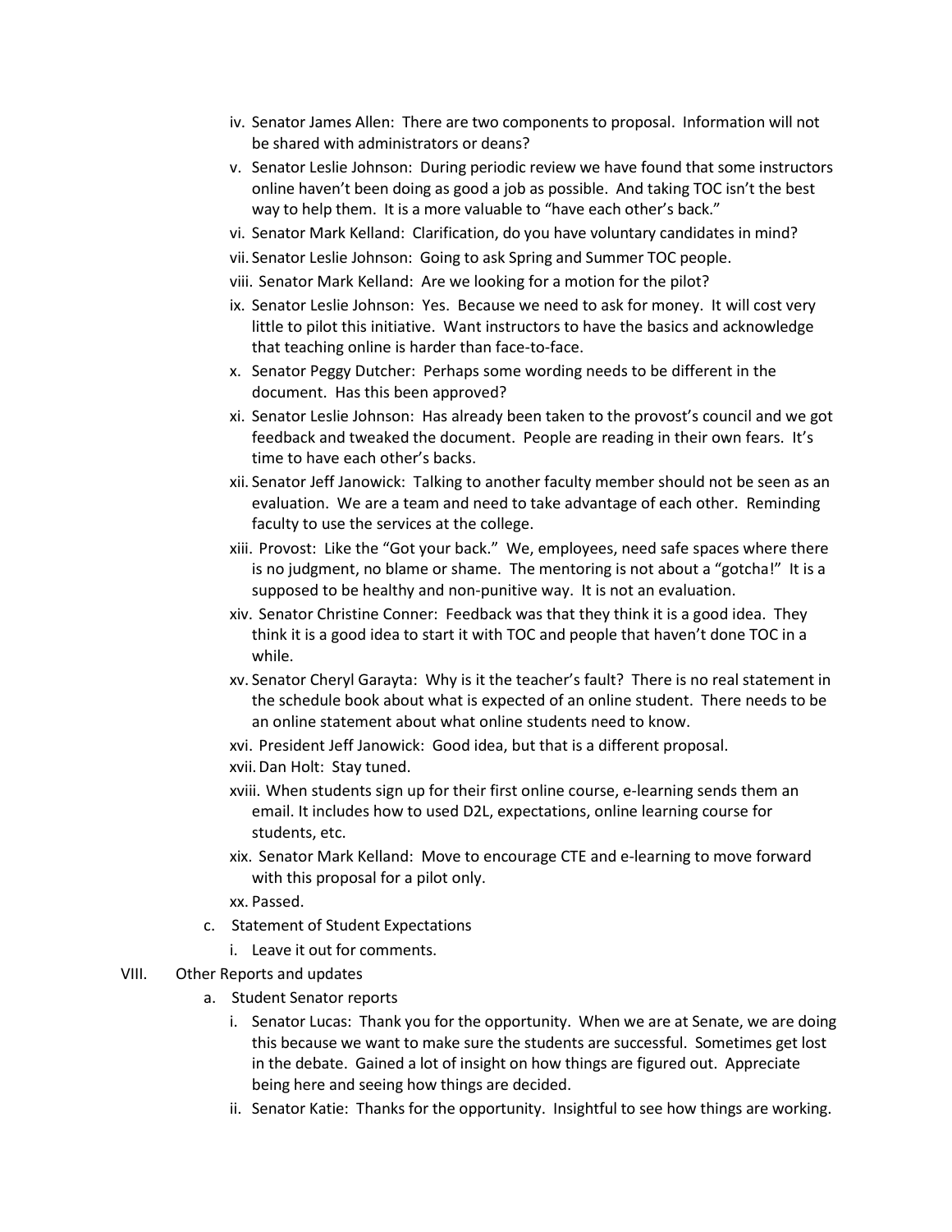- iv. Senator James Allen: There are two components to proposal. Information will not be shared with administrators or deans?
- v. Senator Leslie Johnson: During periodic review we have found that some instructors online haven't been doing as good a job as possible. And taking TOC isn't the best way to help them. It is a more valuable to "have each other's back."
- vi. Senator Mark Kelland: Clarification, do you have voluntary candidates in mind?
- vii. Senator Leslie Johnson: Going to ask Spring and Summer TOC people.
- viii. Senator Mark Kelland: Are we looking for a motion for the pilot?
- ix. Senator Leslie Johnson: Yes. Because we need to ask for money. It will cost very little to pilot this initiative. Want instructors to have the basics and acknowledge that teaching online is harder than face-to-face.
- x. Senator Peggy Dutcher: Perhaps some wording needs to be different in the document. Has this been approved?
- xi. Senator Leslie Johnson: Has already been taken to the provost's council and we got feedback and tweaked the document. People are reading in their own fears. It's time to have each other's backs.
- xii. Senator Jeff Janowick: Talking to another faculty member should not be seen as an evaluation. We are a team and need to take advantage of each other. Reminding faculty to use the services at the college.
- xiii. Provost: Like the "Got your back." We, employees, need safe spaces where there is no judgment, no blame or shame. The mentoring is not about a "gotcha!" It is a supposed to be healthy and non-punitive way. It is not an evaluation.
- xiv. Senator Christine Conner: Feedback was that they think it is a good idea. They think it is a good idea to start it with TOC and people that haven't done TOC in a while.
- xv. Senator Cheryl Garayta: Why is it the teacher's fault? There is no real statement in the schedule book about what is expected of an online student. There needs to be an online statement about what online students need to know.
- xvi. President Jeff Janowick: Good idea, but that is a different proposal.
- xvii. Dan Holt: Stay tuned.
- xviii. When students sign up for their first online course, e-learning sends them an email. It includes how to used D2L, expectations, online learning course for students, etc.
- xix. Senator Mark Kelland: Move to encourage CTE and e-learning to move forward with this proposal for a pilot only.
- xx. Passed.

c. Statement of Student Expectations

- i. Leave it out for comments.

VIII. Other Reports and updates

a. Student Senator reports

- i. Senator Lucas: Thank you for the opportunity. When we are at Senate, we are doing this because we want to make sure the students are successful. Sometimes get lost in the debate. Gained a lot of insight on how things are figured out. Appreciate being here and seeing how things are decided.
- ii. Senator Katie: Thanks for the opportunity. Insightful to see how things are working.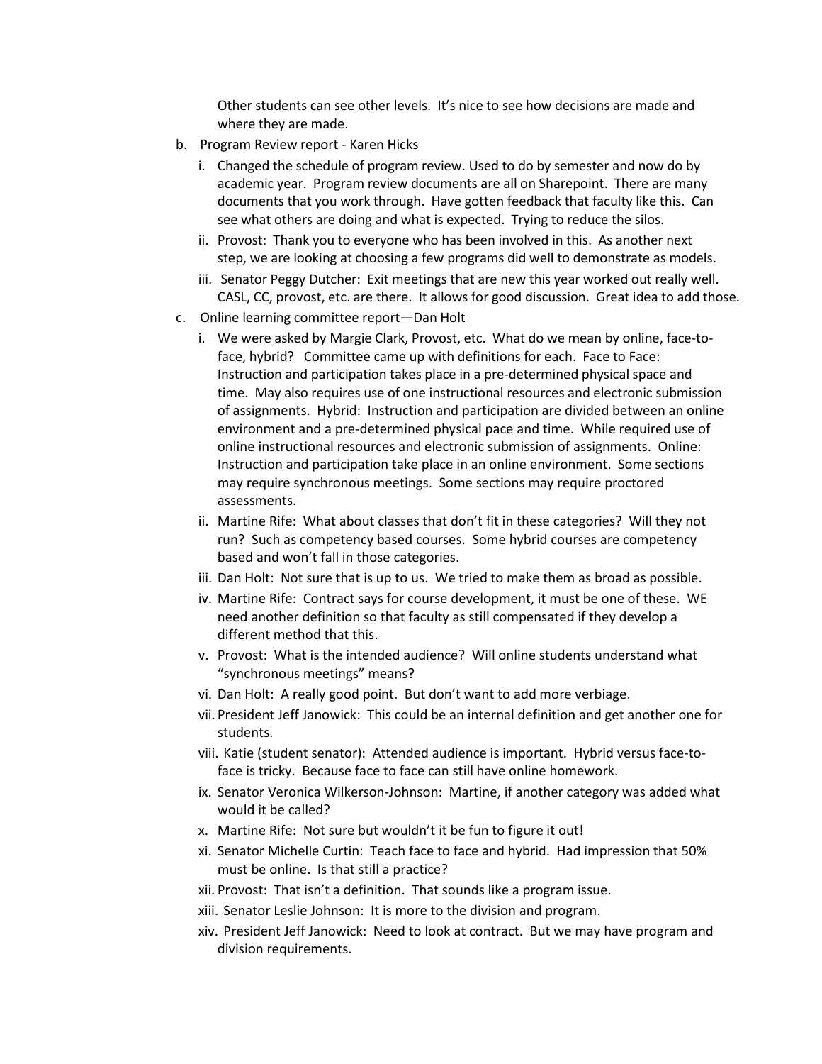Other students can see other levels. It's nice to see how decisions are made and where they are made.

b. Program Review report - Karen Hicks

   i. Changed the schedule of program review. Used to do by semester and now do by academic year. Program review documents are all on Sharepoint. There are many documents that you work through. Have gotten feedback that faculty like this. Can see what others are doing and what is expected. Trying to reduce the silos.

   ii. Provost: Thank you to everyone who has been involved in this. As another next step, we are looking at choosing a few programs did well to demonstrate as models.

   iii. Senator Peggy Dutcher: Exit meetings that are new this year worked out really well. CASL, CC, provost, etc. are there. It allows for good discussion. Great idea to add those.

c. Online learning committee report—Dan Holt

   i. We were asked by Margie Clark, Provost, etc. What do we mean by online, face-to-face, hybrid? Committee came up with definitions for each. Face to Face: Instruction and participation takes place in a pre-determined physical space and time. May also requires use of one instructional resources and electronic submission of assignments. Hybrid: Instruction and participation are divided between an online environment and a pre-determined physical pace and time. While required use of online instructional resources and electronic submission of assignments. Online: Instruction and participation take place in an online environment. Some sections may require synchronous meetings. Some sections may require proctored assessments.

   ii. Martine Rife: What about classes that don't fit in these categories? Will they not run? Such as competency based courses. Some hybrid courses are competency based and won't fall in those categories.

   iii. Dan Holt: Not sure that is up to us. We tried to make them as broad as possible.

   iv. Martine Rife: Contract says for course development, it must be one of these. WE need another definition so that faculty as still compensated if they develop a different method that this.

   v. Provost: What is the intended audience? Will online students understand what "synchronous meetings" means?

   vi. Dan Holt: A really good point. But don't want to add more verbiage.

   vii. President Jeff Janowick: This could be an internal definition and get another one for students.

   viii. Katie (student senator): Attended audience is important. Hybrid versus face-to-face is tricky. Because face to face can still have online homework.

   ix. Senator Veronica Wilkerson-Johnson: Martine, if another category was added what would it be called?

   x. Martine Rife: Not sure but wouldn't it be fun to figure it out!

   xi. Senator Michelle Curtin: Teach face to face and hybrid. Had impression that 50% must be online. Is that still a practice?

   xii. Provost: That isn't a definition. That sounds like a program issue.

   xiii. Senator Leslie Johnson: It is more to the division and program.

   xiv. President Jeff Janowick: Need to look at contract. But we may have program and division requirements.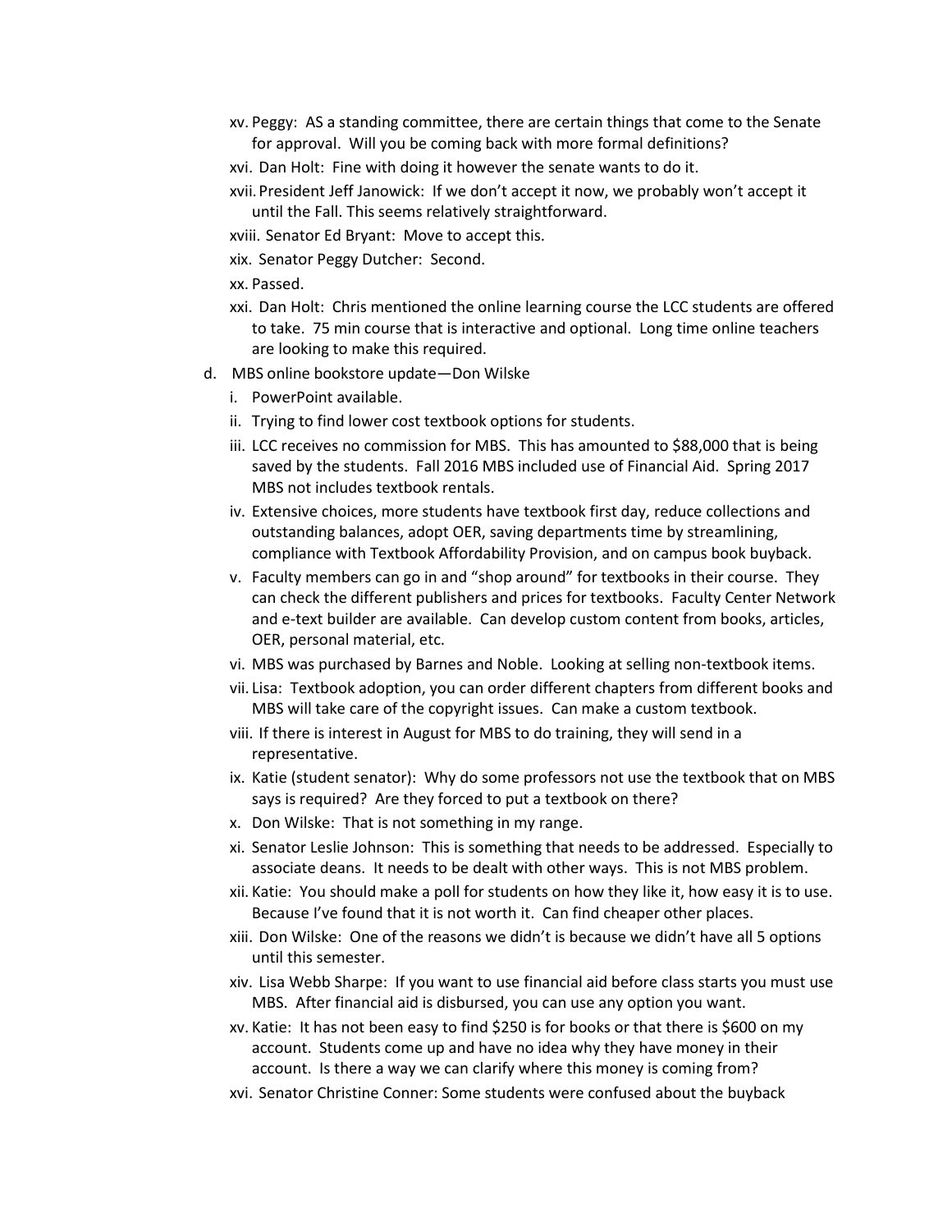xv. Peggy: AS a standing committee, there are certain things that come to the Senate for approval. Will you be coming back with more formal definitions?

xvi. Dan Holt: Fine with doing it however the senate wants to do it.

xvii. President Jeff Janowick: If we don't accept it now, we probably won't accept it until the Fall. This seems relatively straightforward.

xviii. Senator Ed Bryant: Move to accept this.

xix. Senator Peggy Dutcher: Second.

xx. Passed.

xxi. Dan Holt: Chris mentioned the online learning course the LCC students are offered to take. 75 min course that is interactive and optional. Long time online teachers are looking to make this required.

d. MBS online bookstore update—Don Wilske

i. PowerPoint available.

ii. Trying to find lower cost textbook options for students.

iii. LCC receives no commission for MBS. This has amounted to $88,000 that is being saved by the students. Fall 2016 MBS included use of Financial Aid. Spring 2017 MBS not includes textbook rentals.

iv. Extensive choices, more students have textbook first day, reduce collections and outstanding balances, adopt OER, saving departments time by streamlining, compliance with Textbook Affordability Provision, and on campus book buyback.

v. Faculty members can go in and "shop around" for textbooks in their course. They can check the different publishers and prices for textbooks. Faculty Center Network and e-text builder are available. Can develop custom content from books, articles, OER, personal material, etc.

vi. MBS was purchased by Barnes and Noble. Looking at selling non-textbook items.

vii. Lisa: Textbook adoption, you can order different chapters from different books and MBS will take care of the copyright issues. Can make a custom textbook.

viii. If there is interest in August for MBS to do training, they will send in a representative.

ix. Katie (student senator): Why do some professors not use the textbook that on MBS says is required? Are they forced to put a textbook on there?

x. Don Wilske: That is not something in my range.

xi. Senator Leslie Johnson: This is something that needs to be addressed. Especially to associate deans. It needs to be dealt with other ways. This is not MBS problem.

xii. Katie: You should make a poll for students on how they like it, how easy it is to use. Because I've found that it is not worth it. Can find cheaper other places.

xiii. Don Wilske: One of the reasons we didn't is because we didn't have all 5 options until this semester.

xiv. Lisa Webb Sharpe: If you want to use financial aid before class starts you must use MBS. After financial aid is disbursed, you can use any option you want.

xv. Katie: It has not been easy to find $250 is for books or that there is $600 on my account. Students come up and have no idea why they have money in their account. Is there a way we can clarify where this money is coming from?

xvi. Senator Christine Conner: Some students were confused about the buyback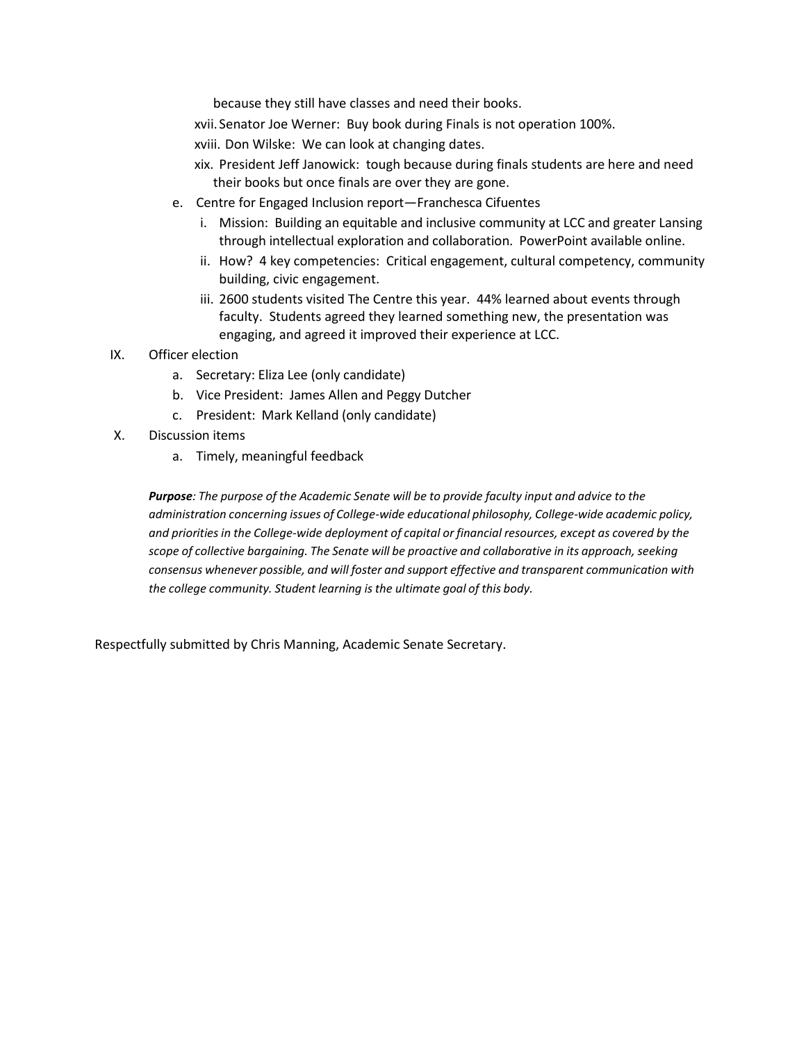because they still have classes and need their books.

xvii. Senator Joe Werner: Buy book during Finals is not operation 100%.

xviii. Don Wilske: We can look at changing dates.

xix. President Jeff Janowick: tough because during finals students are here and need their books but once finals are over they are gone.

e. Centre for Engaged Inclusion report—Franchesca Cifuentes

i. Mission: Building an equitable and inclusive community at LCC and greater Lansing through intellectual exploration and collaboration. PowerPoint available online.

ii. How? 4 key competencies: Critical engagement, cultural competency, community building, civic engagement.

iii. 2600 students visited The Centre this year. 44% learned about events through faculty. Students agreed they learned something new, the presentation was engaging, and agreed it improved their experience at LCC.

IX. Officer election

a. Secretary: Eliza Lee (only candidate)

b. Vice President: James Allen and Peggy Dutcher

c. President: Mark Kelland (only candidate)

X. Discussion items

a. Timely, meaningful feedback

***Purpose****: The purpose of the Academic Senate will be to provide faculty input and advice to the administration concerning issues of College-wide educational philosophy, College-wide academic policy, and priorities in the College-wide deployment of capital or financial resources, except as covered by the scope of collective bargaining. The Senate will be proactive and collaborative in its approach, seeking consensus whenever possible, and will foster and support effective and transparent communication with the college community. Student learning is the ultimate goal of this body.*

Respectfully submitted by Chris Manning, Academic Senate Secretary.